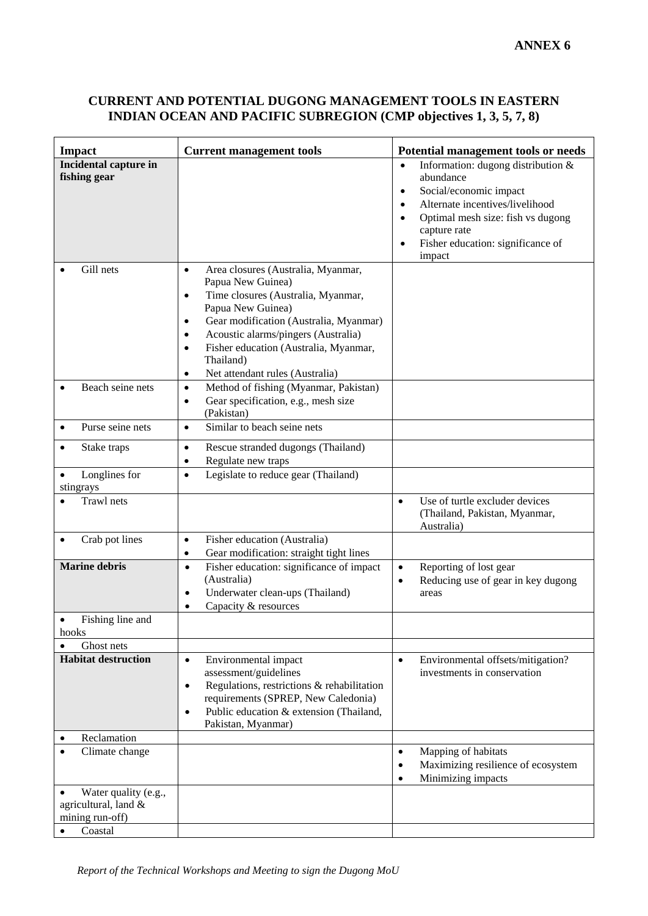**ANNEX 6**

## CURRENT AND POTENTIAL DUGONG MANAGEMENT TOOLS IN EASTERN INDIAN OCEAN AND PACIFIC SUBREGION (CMP objectives 1, 3, 5, 7, 8)

| Impact | Current management tools | Potential management tools or needs |
|---|---|---|
| **Incidental capture in fishing gear** | | • Information: dugong distribution & abundance<br>• Social/economic impact<br>• Alternate incentives/livelihood<br>• Optimal mesh size: fish vs dugong capture rate<br>• Fisher education: significance of impact |
| • Gill nets | • Area closures (Australia, Myanmar, Papua New Guinea)<br>• Time closures (Australia, Myanmar, Papua New Guinea)<br>• Gear modification (Australia, Myanmar)<br>• Acoustic alarms/pingers (Australia)<br>• Fisher education (Australia, Myanmar, Thailand)<br>• Net attendant rules (Australia) | |
| • Beach seine nets | • Method of fishing (Myanmar, Pakistan)<br>• Gear specification, e.g., mesh size (Pakistan) | |
| • Purse seine nets | • Similar to beach seine nets | |
| • Stake traps | • Rescue stranded dugongs (Thailand)<br>• Regulate new traps | |
| • Longlines for stingrays | • Legislate to reduce gear (Thailand) | |
| • Trawl nets | | • Use of turtle excluder devices (Thailand, Pakistan, Myanmar, Australia) |
| • Crab pot lines | • Fisher education (Australia)<br>• Gear modification: straight tight lines | |
| **Marine debris** | • Fisher education: significance of impact (Australia)<br>• Underwater clean-ups (Thailand)<br>• Capacity & resources | • Reporting of lost gear<br>• Reducing use of gear in key dugong areas |
| • Fishing line and hooks | | |
| • Ghost nets | | |
| **Habitat destruction** | • Environmental impact assessment/guidelines<br>• Regulations, restrictions & rehabilitation requirements (SPREP, New Caledonia)<br>• Public education & extension (Thailand, Pakistan, Myanmar) | • Environmental offsets/mitigation? investments in conservation |
| • Reclamation | | |
| • Climate change | | • Mapping of habitats<br>• Maximizing resilience of ecosystem<br>• Minimizing impacts |
| • Water quality (e.g., agricultural, land & mining run-off) | | |
| • Coastal | | |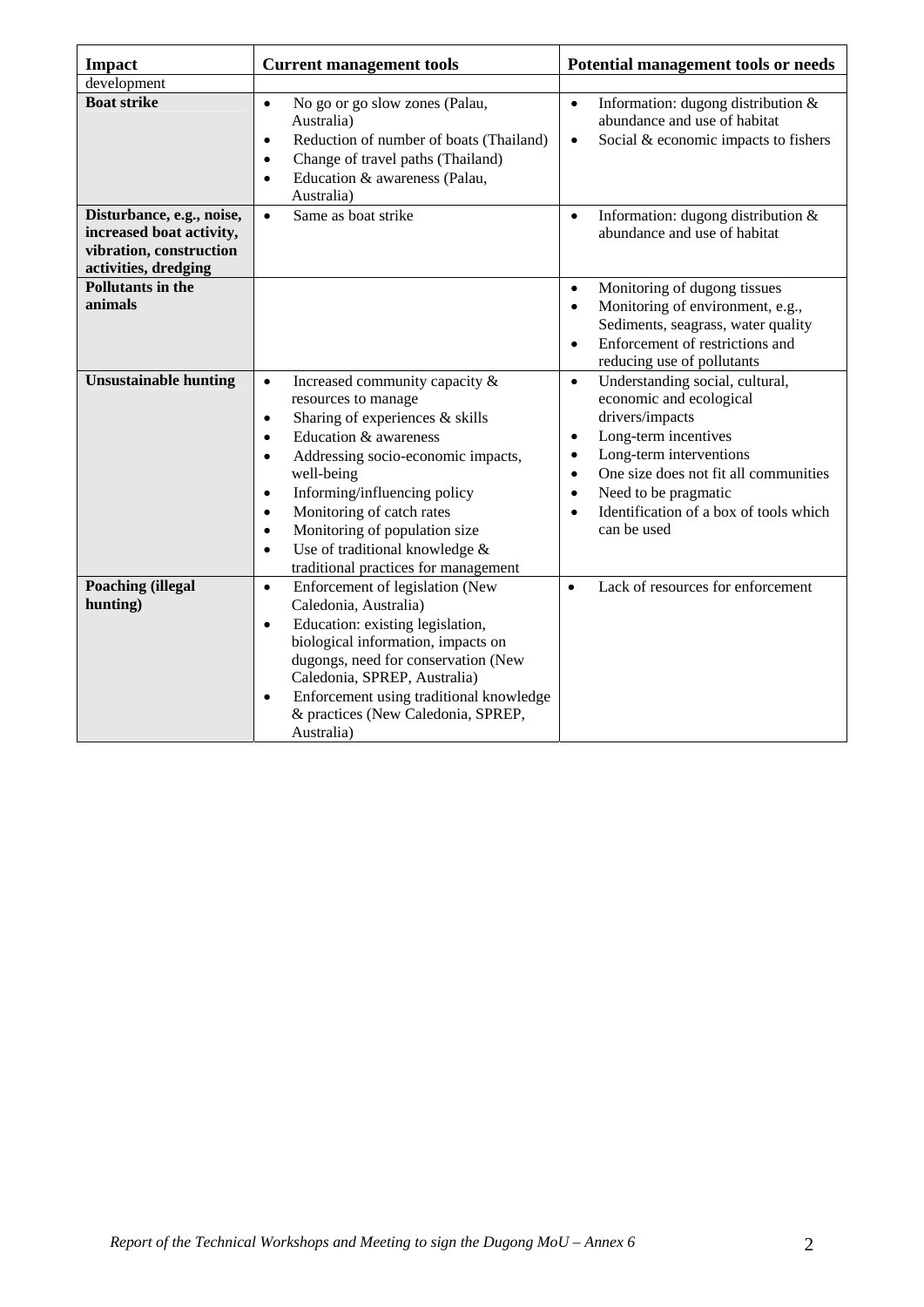| **Impact** | **Current management tools** | **Potential management tools or needs** |
|---|---|---|
| development | | |
| **Boat strike** | • No go or go slow zones (Palau, Australia)<br>• Reduction of number of boats (Thailand)<br>• Change of travel paths (Thailand)<br>• Education & awareness (Palau, Australia) | • Information: dugong distribution & abundance and use of habitat<br>• Social & economic impacts to fishers |
| **Disturbance, e.g., noise, increased boat activity, vibration, construction activities, dredging** | • Same as boat strike | • Information: dugong distribution & abundance and use of habitat |
| **Pollutants in the animals** | | • Monitoring of dugong tissues<br>• Monitoring of environment, e.g., Sediments, seagrass, water quality<br>• Enforcement of restrictions and reducing use of pollutants |
| **Unsustainable hunting** | • Increased community capacity & resources to manage<br>• Sharing of experiences & skills<br>• Education & awareness<br>• Addressing socio-economic impacts, well-being<br>• Informing/influencing policy<br>• Monitoring of catch rates<br>• Monitoring of population size<br>• Use of traditional knowledge & traditional practices for management | • Understanding social, cultural, economic and ecological drivers/impacts<br>• Long-term incentives<br>• Long-term interventions<br>• One size does not fit all communities<br>• Need to be pragmatic<br>• Identification of a box of tools which can be used |
| **Poaching (illegal hunting)** | • Enforcement of legislation (New Caledonia, Australia)<br>• Education: existing legislation, biological information, impacts on dugongs, need for conservation (New Caledonia, SPREP, Australia)<br>• Enforcement using traditional knowledge & practices (New Caledonia, SPREP, Australia) | • Lack of resources for enforcement |